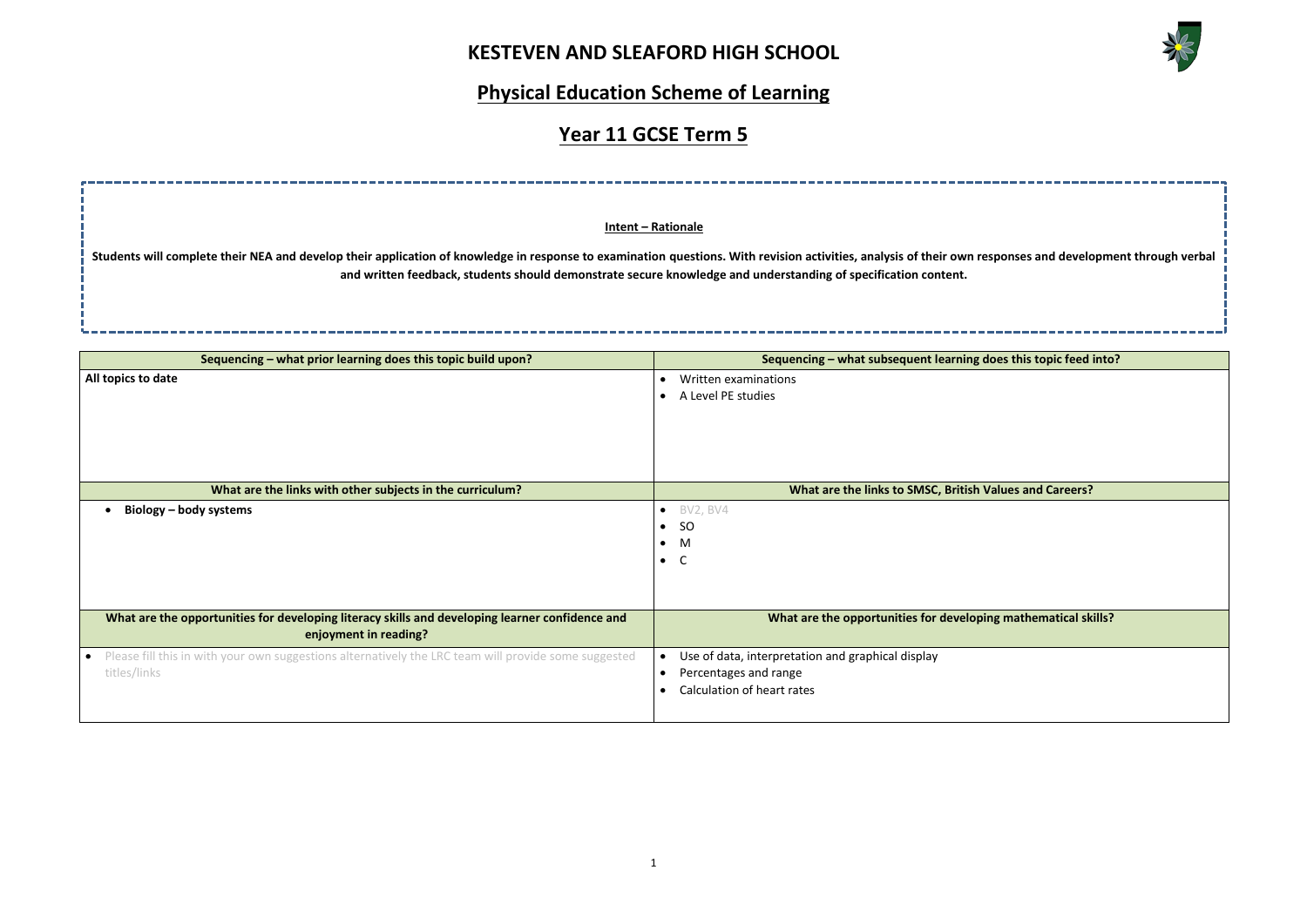# KESTEVEN AND SLEAFORD HIGH SCHOOL

## Physical Education Scheme of Learning

## Year 11 GCSE Term 5

**Intent – Rationale**

**Students will complete their NEA and develop their application of knowledge in response to examination questions. With revision activities, analysis of their own responses and development through verbal and written feedback, students should demonstrate secure knowledge and understanding of specification content.**

| Sequencing – what prior learning does this topic build upon? | Sequencing – what subsequent learning does this topic feed into? |
|---|---|
| **All topics to date** | • Written examinations<br>• A Level PE studies |
| **What are the links with other subjects in the curriculum?** | **What are the links to SMSC, British Values and Careers?** |
| • **Biology – body systems** | • BV2, BV4<br>• SO<br>• M<br>• C |
| **What are the opportunities for developing literacy skills and developing learner confidence and enjoyment in reading?** | **What are the opportunities for developing mathematical skills?** |
| • Please fill this in with your own suggestions alternatively the LRC team will provide some suggested titles/links | • Use of data, interpretation and graphical display<br>• Percentages and range<br>• Calculation of heart rates |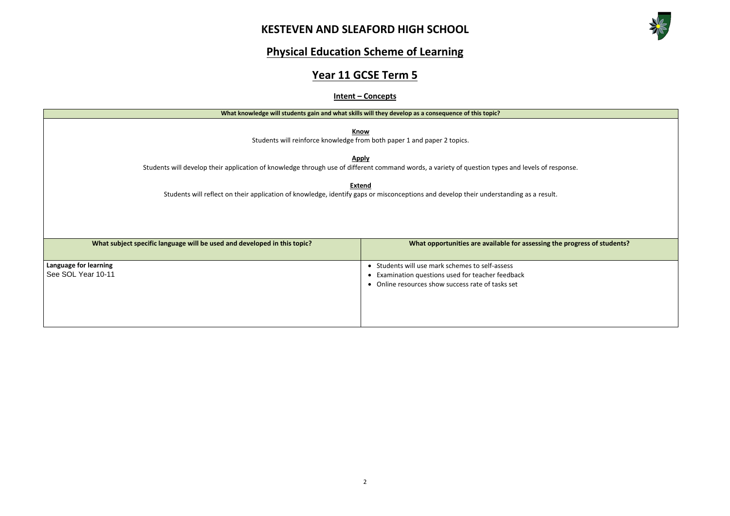# KESTEVEN AND SLEAFORD HIGH SCHOOL

## Physical Education Scheme of Learning

## Year 11 GCSE Term 5

### Intent – Concepts

| What knowledge will students gain and what skills will they develop as a consequence of this topic? |
| --- |
| **Know**<br>Students will reinforce knowledge from both paper 1 and paper 2 topics.<br><br>**Apply**<br>Students will develop their application of knowledge through use of different command words, a variety of question types and levels of response.<br><br>**Extend**<br>Students will reflect on their application of knowledge, identify gaps or misconceptions and develop their understanding as a result. |

| What subject specific language will be used and developed in this topic? | What opportunities are available for assessing the progress of students? |
| --- | --- |
| **Language for learning**<br>See SOL Year 10-11 | • Students will use mark schemes to self-assess<br>• Examination questions used for teacher feedback<br>• Online resources show success rate of tasks set |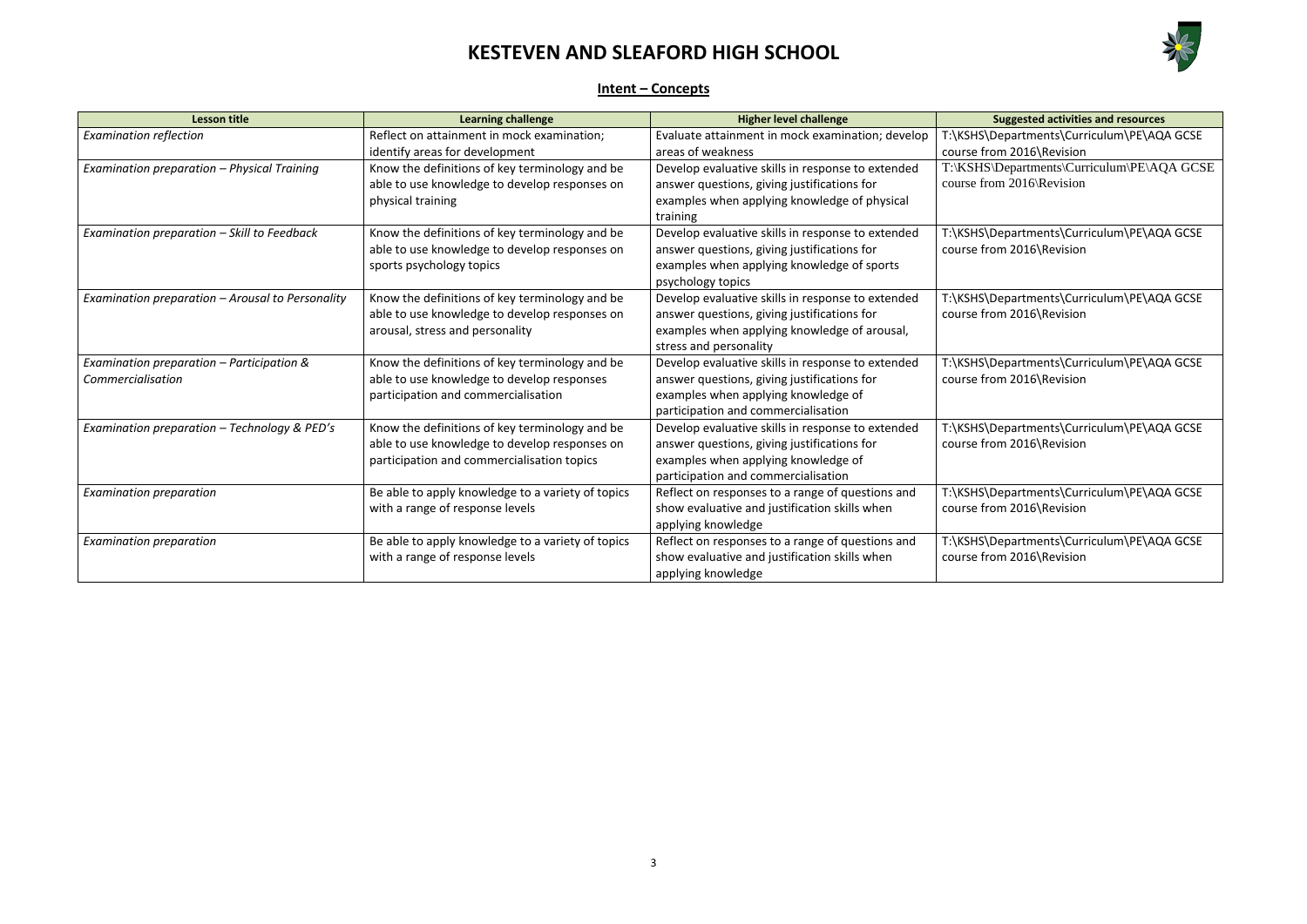# KESTEVEN AND SLEAFORD HIGH SCHOOL

## Intent – Concepts

| Lesson title | Learning challenge | Higher level challenge | Suggested activities and resources |
|---|---|---|---|
| *Examination reflection* | Reflect on attainment in mock examination; identify areas for development | Evaluate attainment in mock examination; develop areas of weakness | T:\KSHS\Departments\Curriculum\PE\AQA GCSE course from 2016\Revision |
| *Examination preparation – Physical Training* | Know the definitions of key terminology and be able to use knowledge to develop responses on physical training | Develop evaluative skills in response to extended answer questions, giving justifications for examples when applying knowledge of physical training | T:\KSHS\Departments\Curriculum\PE\AQA GCSE course from 2016\Revision |
| *Examination preparation – Skill to Feedback* | Know the definitions of key terminology and be able to use knowledge to develop responses on sports psychology topics | Develop evaluative skills in response to extended answer questions, giving justifications for examples when applying knowledge of sports psychology topics | T:\KSHS\Departments\Curriculum\PE\AQA GCSE course from 2016\Revision |
| *Examination preparation – Arousal to Personality* | Know the definitions of key terminology and be able to use knowledge to develop responses on arousal, stress and personality | Develop evaluative skills in response to extended answer questions, giving justifications for examples when applying knowledge of arousal, stress and personality | T:\KSHS\Departments\Curriculum\PE\AQA GCSE course from 2016\Revision |
| *Examination preparation – Participation & Commercialisation* | Know the definitions of key terminology and be able to use knowledge to develop responses participation and commercialisation | Develop evaluative skills in response to extended answer questions, giving justifications for examples when applying knowledge of participation and commercialisation | T:\KSHS\Departments\Curriculum\PE\AQA GCSE course from 2016\Revision |
| *Examination preparation – Technology & PED's* | Know the definitions of key terminology and be able to use knowledge to develop responses on participation and commercialisation topics | Develop evaluative skills in response to extended answer questions, giving justifications for examples when applying knowledge of participation and commercialisation | T:\KSHS\Departments\Curriculum\PE\AQA GCSE course from 2016\Revision |
| *Examination preparation* | Be able to apply knowledge to a variety of topics with a range of response levels | Reflect on responses to a range of questions and show evaluative and justification skills when applying knowledge | T:\KSHS\Departments\Curriculum\PE\AQA GCSE course from 2016\Revision |
| *Examination preparation* | Be able to apply knowledge to a variety of topics with a range of response levels | Reflect on responses to a range of questions and show evaluative and justification skills when applying knowledge | T:\KSHS\Departments\Curriculum\PE\AQA GCSE course from 2016\Revision |